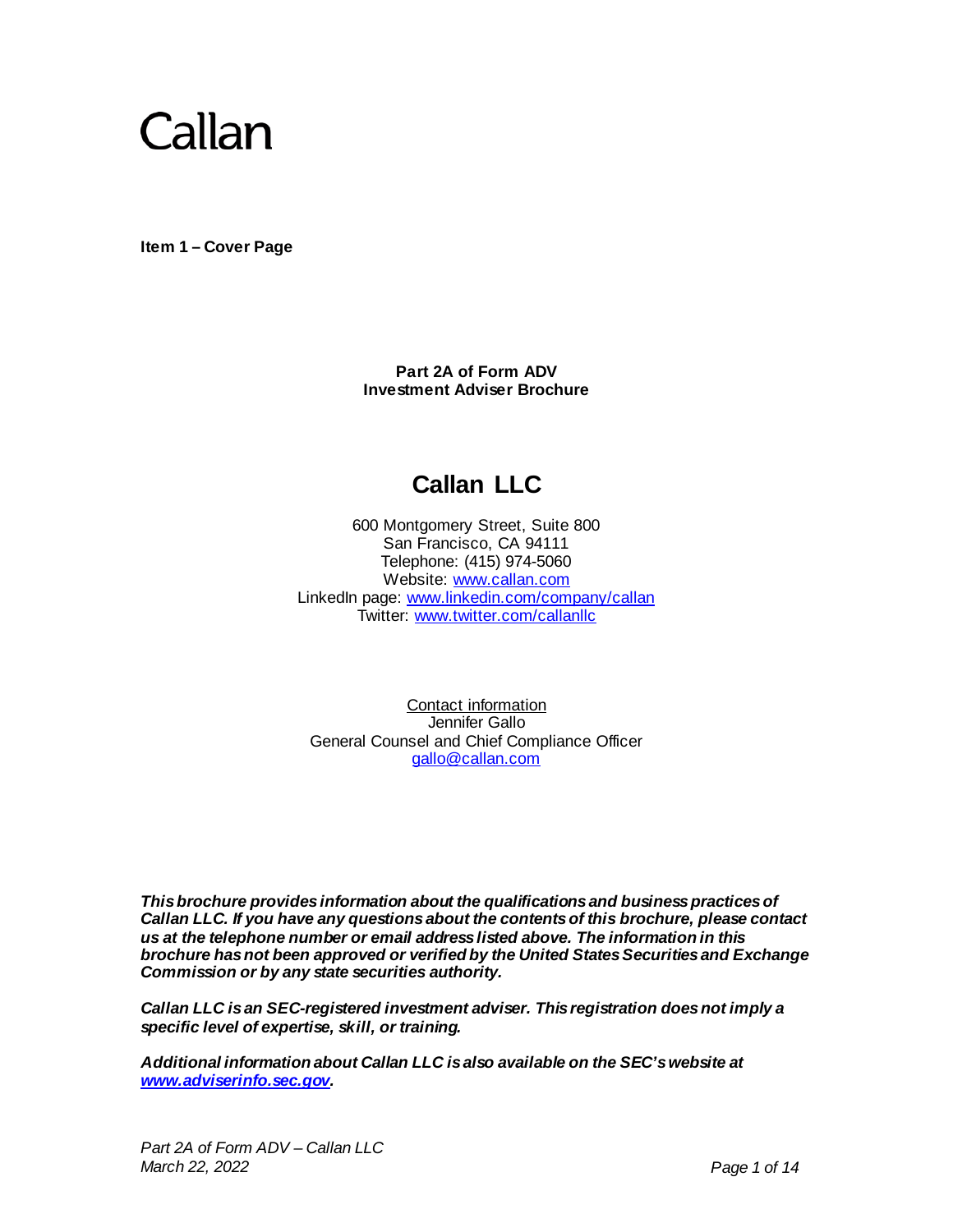# Callan

**Item 1 – Cover Page**

**Part 2A of Form ADV**
**Investment Adviser Brochure**

## Callan LLC

600 Montgomery Street, Suite 800
San Francisco, CA 94111
Telephone: (415) 974-5060
Website: www.callan.com
LinkedIn page: www.linkedin.com/company/callan
Twitter: www.twitter.com/callanllc

Contact information
Jennifer Gallo
General Counsel and Chief Compliance Officer
gallo@callan.com

***This brochure provides information about the qualifications and business practices of Callan LLC. If you have any questions about the contents of this brochure, please contact us at the telephone number or email address listed above. The information in this brochure has not been approved or verified by the United States Securities and Exchange Commission or by any state securities authority.***

***Callan LLC is an SEC-registered investment adviser. This registration does not imply a specific level of expertise, skill, or training.***

***Additional information about Callan LLC is also available on the SEC's website at www.adviserinfo.sec.gov.***

*Part 2A of Form ADV – Callan LLC*
*March 22, 2022*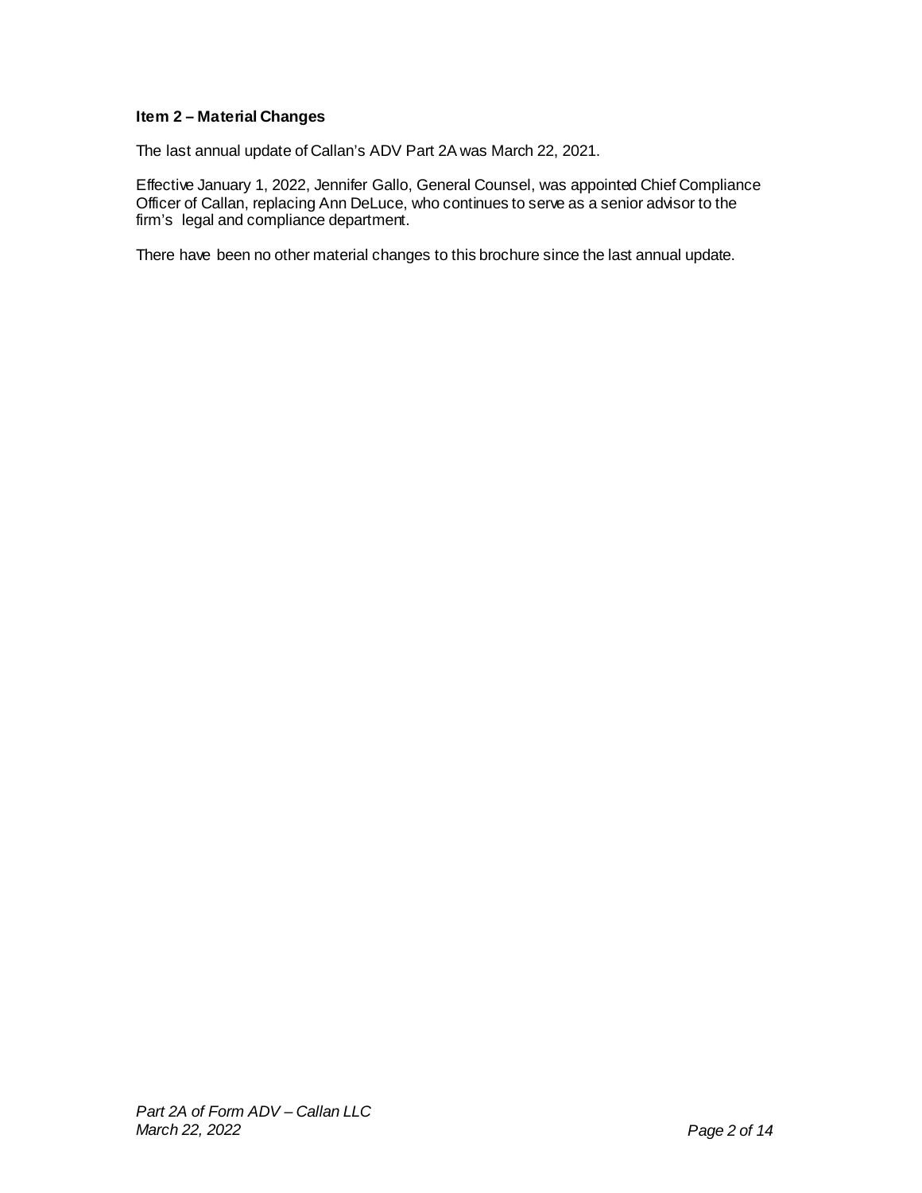### Item 2 – Material Changes

The last annual update of Callan's ADV Part 2A was March 22, 2021.

Effective January 1, 2022, Jennifer Gallo, General Counsel, was appointed Chief Compliance Officer of Callan, replacing Ann DeLuce, who continues to serve as a senior advisor to the firm's legal and compliance department.

There have been no other material changes to this brochure since the last annual update.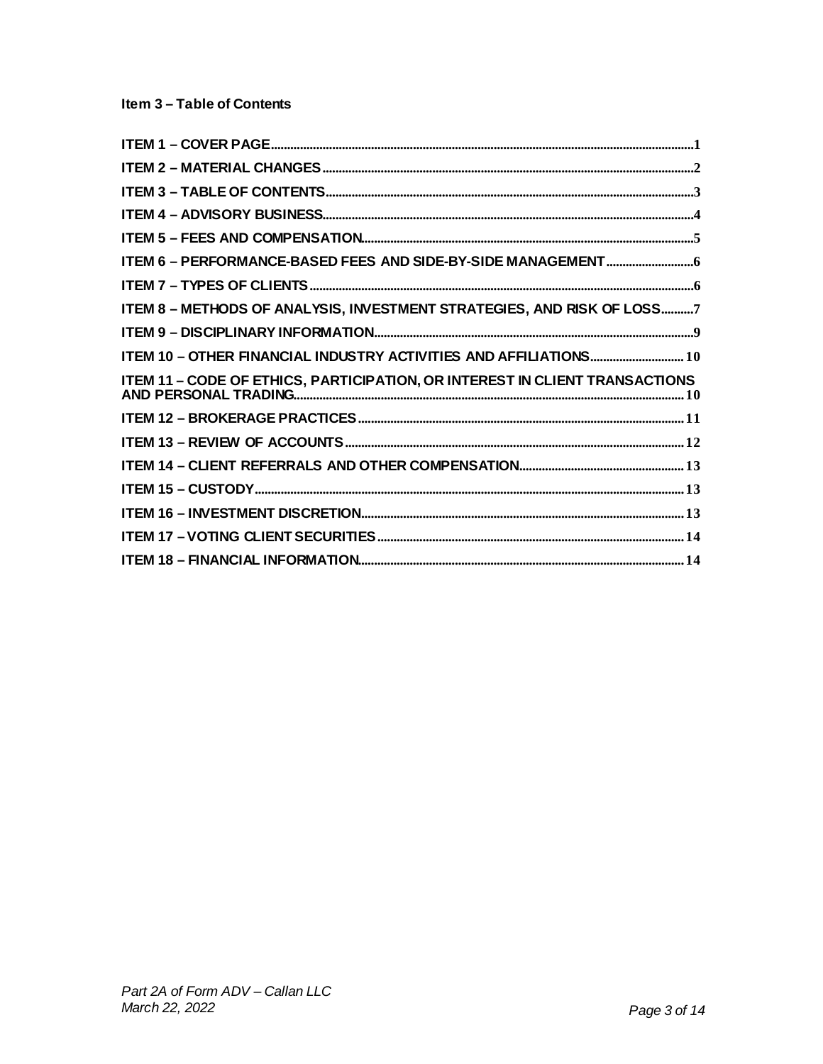**Item 3 – Table of Contents**

ITEM 1 – COVER PAGE ........ 1
ITEM 2 – MATERIAL CHANGES ........ 2
ITEM 3 – TABLE OF CONTENTS ........ 3
ITEM 4 – ADVISORY BUSINESS ........ 4
ITEM 5 – FEES AND COMPENSATION ........ 5
ITEM 6 – PERFORMANCE-BASED FEES AND SIDE-BY-SIDE MANAGEMENT ........ 6
ITEM 7 – TYPES OF CLIENTS ........ 6
ITEM 8 – METHODS OF ANALYSIS, INVESTMENT STRATEGIES, AND RISK OF LOSS ........ 7
ITEM 9 – DISCIPLINARY INFORMATION ........ 9
ITEM 10 – OTHER FINANCIAL INDUSTRY ACTIVITIES AND AFFILIATIONS ........ 10
ITEM 11 – CODE OF ETHICS, PARTICIPATION, OR INTEREST IN CLIENT TRANSACTIONS AND PERSONAL TRADING ........ 10
ITEM 12 – BROKERAGE PRACTICES ........ 11
ITEM 13 – REVIEW OF ACCOUNTS ........ 12
ITEM 14 – CLIENT REFERRALS AND OTHER COMPENSATION ........ 13
ITEM 15 – CUSTODY ........ 13
ITEM 16 – INVESTMENT DISCRETION ........ 13
ITEM 17 – VOTING CLIENT SECURITIES ........ 14
ITEM 18 – FINANCIAL INFORMATION ........ 14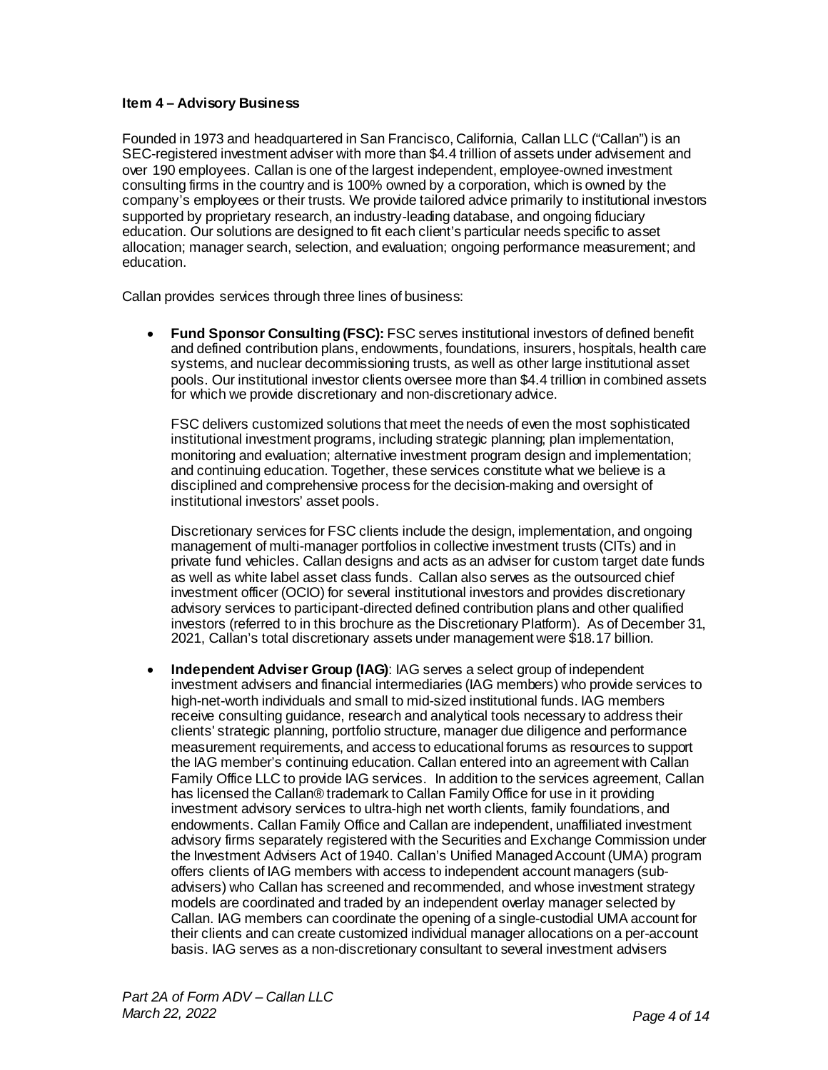**Item 4 – Advisory Business**

Founded in 1973 and headquartered in San Francisco, California, Callan LLC ("Callan") is an SEC-registered investment adviser with more than $4.4 trillion of assets under advisement and over 190 employees. Callan is one of the largest independent, employee-owned investment consulting firms in the country and is 100% owned by a corporation, which is owned by the company's employees or their trusts. We provide tailored advice primarily to institutional investors supported by proprietary research, an industry-leading database, and ongoing fiduciary education. Our solutions are designed to fit each client's particular needs specific to asset allocation; manager search, selection, and evaluation; ongoing performance measurement; and education.

Callan provides services through three lines of business:

- **Fund Sponsor Consulting (FSC):** FSC serves institutional investors of defined benefit and defined contribution plans, endowments, foundations, insurers, hospitals, health care systems, and nuclear decommissioning trusts, as well as other large institutional asset pools. Our institutional investor clients oversee more than $4.4 trillion in combined assets for which we provide discretionary and non-discretionary advice.

  FSC delivers customized solutions that meet the needs of even the most sophisticated institutional investment programs, including strategic planning; plan implementation, monitoring and evaluation; alternative investment program design and implementation; and continuing education. Together, these services constitute what we believe is a disciplined and comprehensive process for the decision-making and oversight of institutional investors' asset pools.

  Discretionary services for FSC clients include the design, implementation, and ongoing management of multi-manager portfolios in collective investment trusts (CITs) and in private fund vehicles. Callan designs and acts as an adviser for custom target date funds as well as white label asset class funds. Callan also serves as the outsourced chief investment officer (OCIO) for several institutional investors and provides discretionary advisory services to participant-directed defined contribution plans and other qualified investors (referred to in this brochure as the Discretionary Platform). As of December 31, 2021, Callan's total discretionary assets under management were $18.17 billion.

- **Independent Adviser Group (IAG)**: IAG serves a select group of independent investment advisers and financial intermediaries (IAG members) who provide services to high-net-worth individuals and small to mid-sized institutional funds. IAG members receive consulting guidance, research and analytical tools necessary to address their clients' strategic planning, portfolio structure, manager due diligence and performance measurement requirements, and access to educational forums as resources to support the IAG member's continuing education. Callan entered into an agreement with Callan Family Office LLC to provide IAG services. In addition to the services agreement, Callan has licensed the Callan® trademark to Callan Family Office for use in it providing investment advisory services to ultra-high net worth clients, family foundations, and endowments. Callan Family Office and Callan are independent, unaffiliated investment advisory firms separately registered with the Securities and Exchange Commission under the Investment Advisers Act of 1940. Callan's Unified Managed Account (UMA) program offers clients of IAG members with access to independent account managers (sub-advisers) who Callan has screened and recommended, and whose investment strategy models are coordinated and traded by an independent overlay manager selected by Callan. IAG members can coordinate the opening of a single-custodial UMA account for their clients and can create customized individual manager allocations on a per-account basis. IAG serves as a non-discretionary consultant to several investment advisers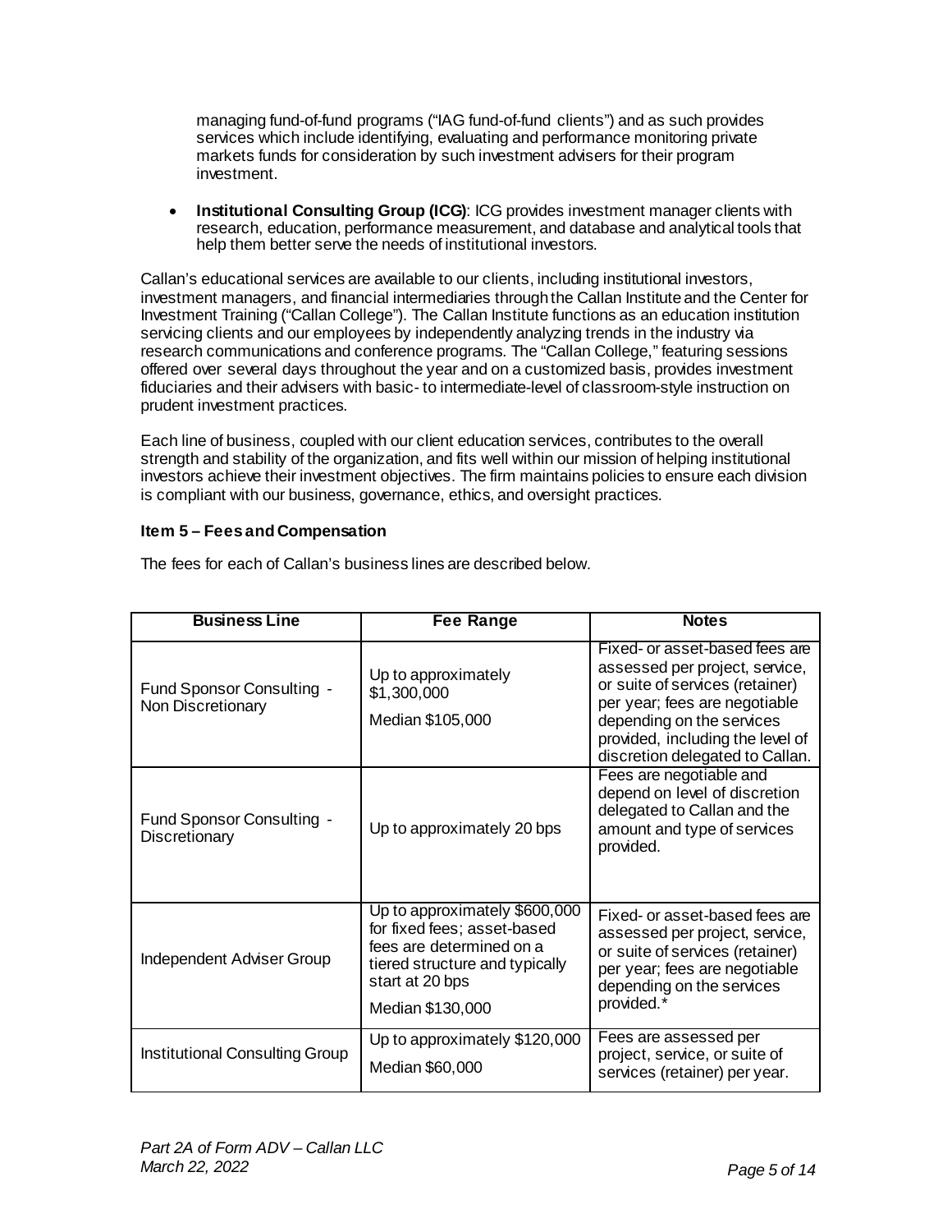managing fund-of-fund programs ("IAG fund-of-fund clients") and as such provides services which include identifying, evaluating and performance monitoring private markets funds for consideration by such investment advisers for their program investment.

- **Institutional Consulting Group (ICG)**: ICG provides investment manager clients with research, education, performance measurement, and database and analytical tools that help them better serve the needs of institutional investors.

Callan's educational services are available to our clients, including institutional investors, investment managers, and financial intermediaries through the Callan Institute and the Center for Investment Training ("Callan College"). The Callan Institute functions as an education institution servicing clients and our employees by independently analyzing trends in the industry via research communications and conference programs. The "Callan College," featuring sessions offered over several days throughout the year and on a customized basis, provides investment fiduciaries and their advisers with basic- to intermediate-level of classroom-style instruction on prudent investment practices.

Each line of business, coupled with our client education services, contributes to the overall strength and stability of the organization, and fits well within our mission of helping institutional investors achieve their investment objectives. The firm maintains policies to ensure each division is compliant with our business, governance, ethics, and oversight practices.

**Item 5 – Fees and Compensation**

The fees for each of Callan's business lines are described below.

| Business Line | Fee Range | Notes |
|---|---|---|
| Fund Sponsor Consulting - Non Discretionary | Up to approximately \$1,300,000<br>Median \$105,000 | Fixed- or asset-based fees are assessed per project, service, or suite of services (retainer) per year; fees are negotiable depending on the services provided, including the level of discretion delegated to Callan. |
| Fund Sponsor Consulting - Discretionary | Up to approximately 20 bps | Fees are negotiable and depend on level of discretion delegated to Callan and the amount and type of services provided. |
| Independent Adviser Group | Up to approximately \$600,000 for fixed fees; asset-based fees are determined on a tiered structure and typically start at 20 bps<br>Median \$130,000 | Fixed- or asset-based fees are assessed per project, service, or suite of services (retainer) per year; fees are negotiable depending on the services provided.* |
| Institutional Consulting Group | Up to approximately \$120,000<br>Median \$60,000 | Fees are assessed per project, service, or suite of services (retainer) per year. |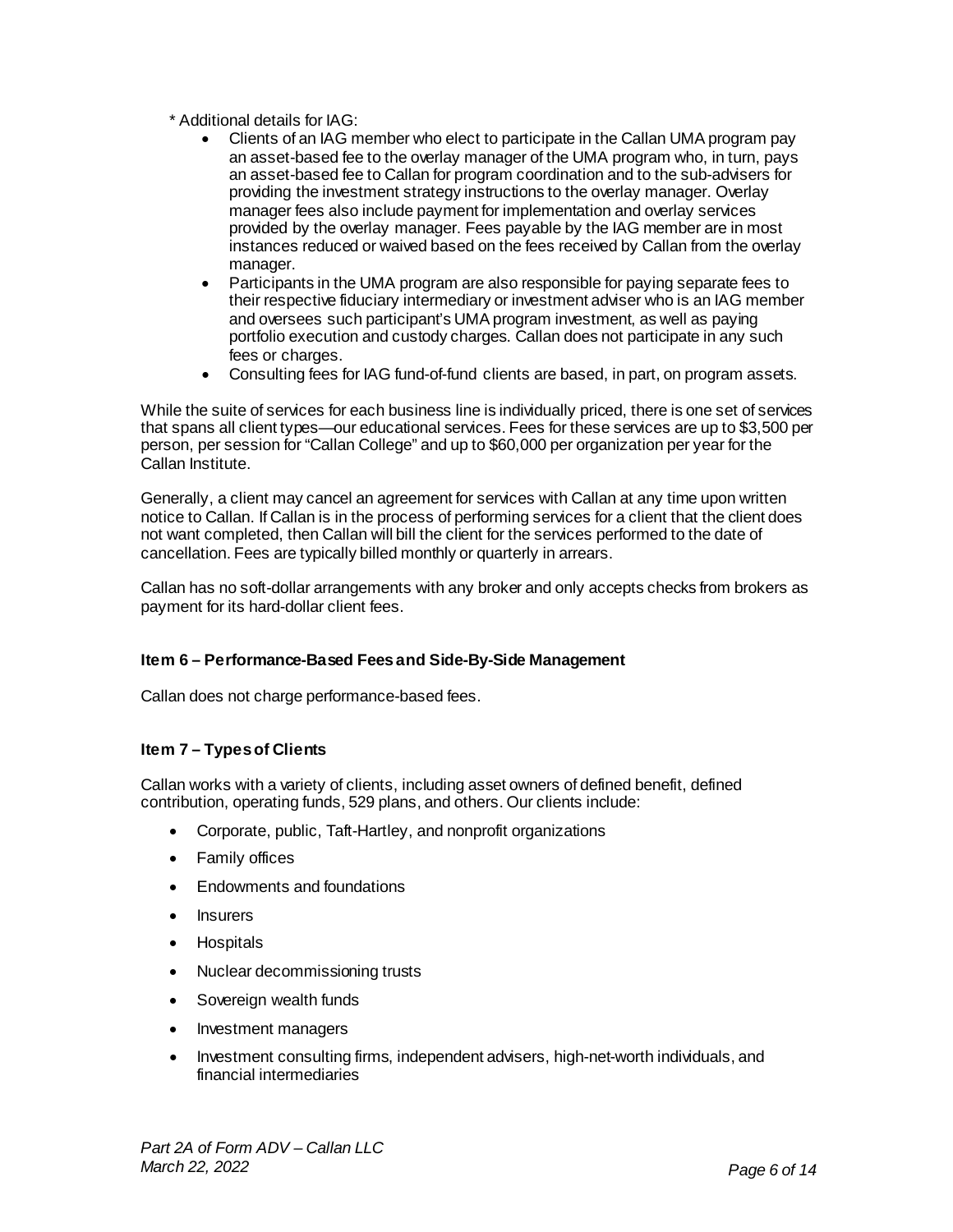\* Additional details for IAG:

- Clients of an IAG member who elect to participate in the Callan UMA program pay an asset-based fee to the overlay manager of the UMA program who, in turn, pays an asset-based fee to Callan for program coordination and to the sub-advisers for providing the investment strategy instructions to the overlay manager. Overlay manager fees also include payment for implementation and overlay services provided by the overlay manager. Fees payable by the IAG member are in most instances reduced or waived based on the fees received by Callan from the overlay manager.
- Participants in the UMA program are also responsible for paying separate fees to their respective fiduciary intermediary or investment adviser who is an IAG member and oversees such participant's UMA program investment, as well as paying portfolio execution and custody charges. Callan does not participate in any such fees or charges.
- Consulting fees for IAG fund-of-fund clients are based, in part, on program assets.

While the suite of services for each business line is individually priced, there is one set of services that spans all client types—our educational services. Fees for these services are up to $3,500 per person, per session for "Callan College" and up to $60,000 per organization per year for the Callan Institute.

Generally, a client may cancel an agreement for services with Callan at any time upon written notice to Callan. If Callan is in the process of performing services for a client that the client does not want completed, then Callan will bill the client for the services performed to the date of cancellation. Fees are typically billed monthly or quarterly in arrears.

Callan has no soft-dollar arrangements with any broker and only accepts checks from brokers as payment for its hard-dollar client fees.

### Item 6 – Performance-Based Fees and Side-By-Side Management

Callan does not charge performance-based fees.

### Item 7 – Types of Clients

Callan works with a variety of clients, including asset owners of defined benefit, defined contribution, operating funds, 529 plans, and others. Our clients include:

- Corporate, public, Taft-Hartley, and nonprofit organizations
- Family offices
- Endowments and foundations
- Insurers
- Hospitals
- Nuclear decommissioning trusts
- Sovereign wealth funds
- Investment managers
- Investment consulting firms, independent advisers, high-net-worth individuals, and financial intermediaries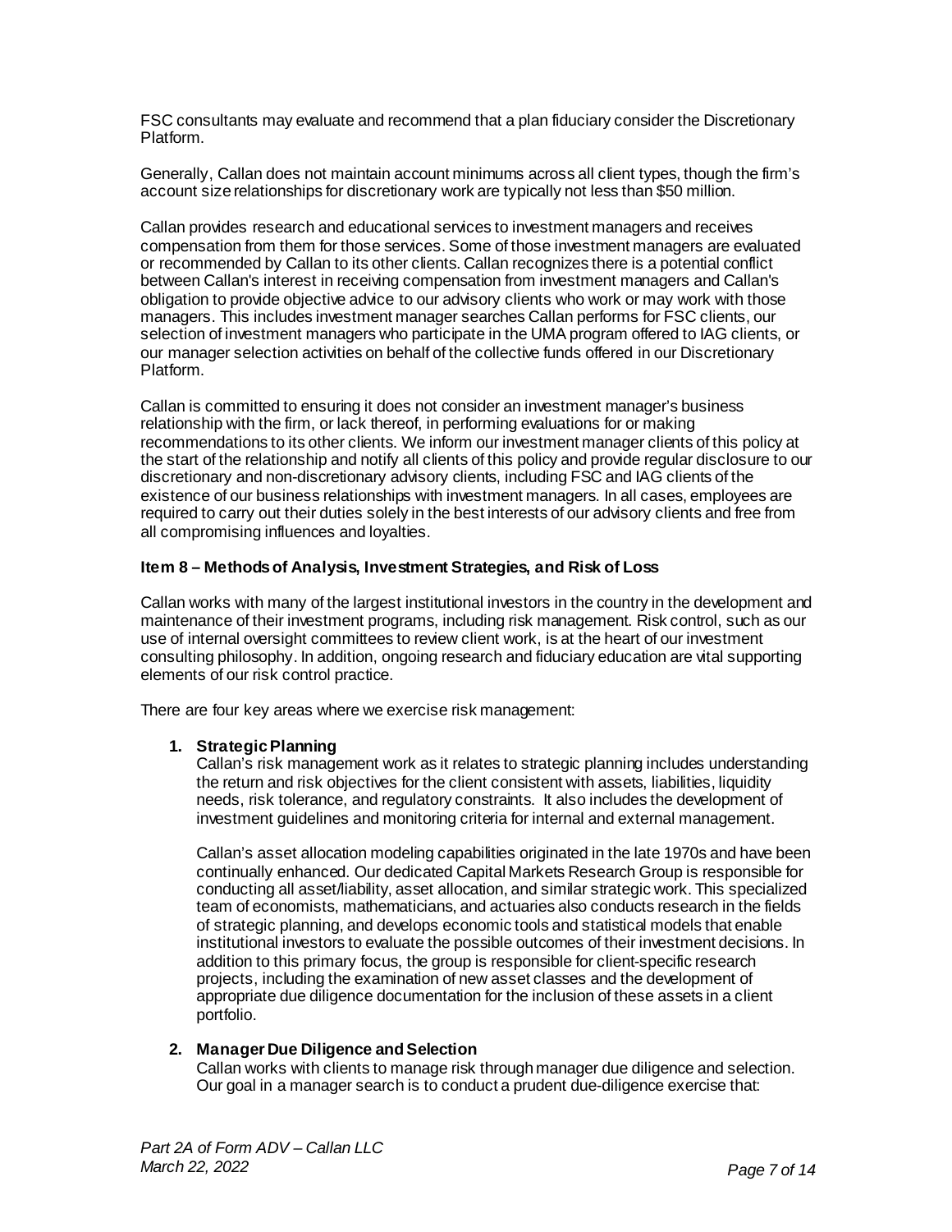FSC consultants may evaluate and recommend that a plan fiduciary consider the Discretionary Platform.

Generally, Callan does not maintain account minimums across all client types, though the firm's account size relationships for discretionary work are typically not less than $50 million.

Callan provides research and educational services to investment managers and receives compensation from them for those services. Some of those investment managers are evaluated or recommended by Callan to its other clients. Callan recognizes there is a potential conflict between Callan's interest in receiving compensation from investment managers and Callan's obligation to provide objective advice to our advisory clients who work or may work with those managers. This includes investment manager searches Callan performs for FSC clients, our selection of investment managers who participate in the UMA program offered to IAG clients, or our manager selection activities on behalf of the collective funds offered in our Discretionary Platform.

Callan is committed to ensuring it does not consider an investment manager's business relationship with the firm, or lack thereof, in performing evaluations for or making recommendations to its other clients. We inform our investment manager clients of this policy at the start of the relationship and notify all clients of this policy and provide regular disclosure to our discretionary and non-discretionary advisory clients, including FSC and IAG clients of the existence of our business relationships with investment managers. In all cases, employees are required to carry out their duties solely in the best interests of our advisory clients and free from all compromising influences and loyalties.

### Item 8 – Methods of Analysis, Investment Strategies, and Risk of Loss

Callan works with many of the largest institutional investors in the country in the development and maintenance of their investment programs, including risk management. Risk control, such as our use of internal oversight committees to review client work, is at the heart of our investment consulting philosophy. In addition, ongoing research and fiduciary education are vital supporting elements of our risk control practice.

There are four key areas where we exercise risk management:

1. **Strategic Planning**
   Callan's risk management work as it relates to strategic planning includes understanding the return and risk objectives for the client consistent with assets, liabilities, liquidity needs, risk tolerance, and regulatory constraints. It also includes the development of investment guidelines and monitoring criteria for internal and external management.

   Callan's asset allocation modeling capabilities originated in the late 1970s and have been continually enhanced. Our dedicated Capital Markets Research Group is responsible for conducting all asset/liability, asset allocation, and similar strategic work. This specialized team of economists, mathematicians, and actuaries also conducts research in the fields of strategic planning, and develops economic tools and statistical models that enable institutional investors to evaluate the possible outcomes of their investment decisions. In addition to this primary focus, the group is responsible for client-specific research projects, including the examination of new asset classes and the development of appropriate due diligence documentation for the inclusion of these assets in a client portfolio.

2. **Manager Due Diligence and Selection**
   Callan works with clients to manage risk through manager due diligence and selection. Our goal in a manager search is to conduct a prudent due-diligence exercise that: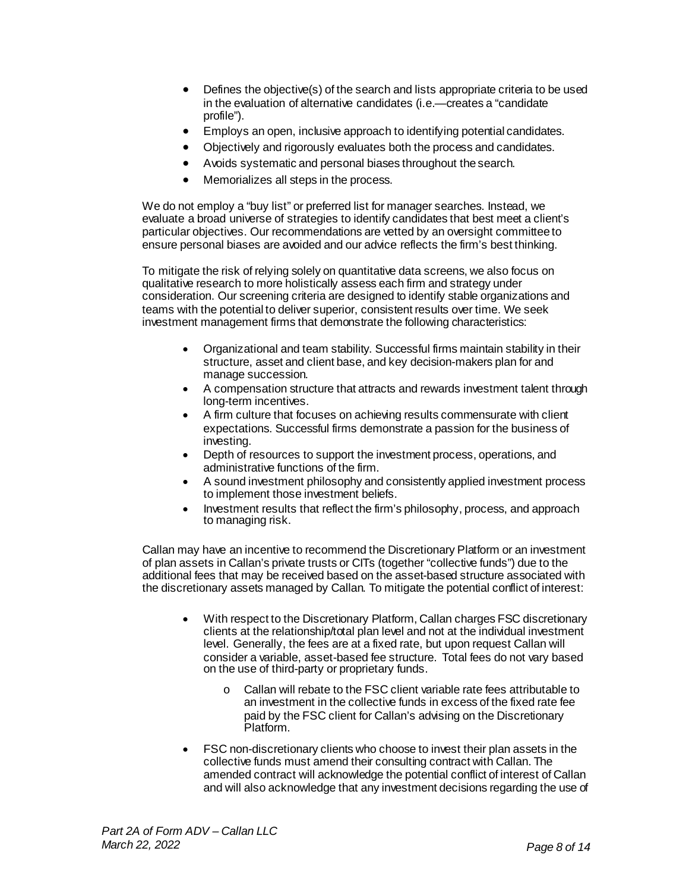- Defines the objective(s) of the search and lists appropriate criteria to be used in the evaluation of alternative candidates (i.e.—creates a "candidate profile").
- Employs an open, inclusive approach to identifying potential candidates.
- Objectively and rigorously evaluates both the process and candidates.
- Avoids systematic and personal biases throughout the search.
- Memorializes all steps in the process.

We do not employ a "buy list" or preferred list for manager searches. Instead, we evaluate a broad universe of strategies to identify candidates that best meet a client's particular objectives. Our recommendations are vetted by an oversight committee to ensure personal biases are avoided and our advice reflects the firm's best thinking.

To mitigate the risk of relying solely on quantitative data screens, we also focus on qualitative research to more holistically assess each firm and strategy under consideration. Our screening criteria are designed to identify stable organizations and teams with the potential to deliver superior, consistent results over time. We seek investment management firms that demonstrate the following characteristics:

- Organizational and team stability. Successful firms maintain stability in their structure, asset and client base, and key decision-makers plan for and manage succession.
- A compensation structure that attracts and rewards investment talent through long-term incentives.
- A firm culture that focuses on achieving results commensurate with client expectations. Successful firms demonstrate a passion for the business of investing.
- Depth of resources to support the investment process, operations, and administrative functions of the firm.
- A sound investment philosophy and consistently applied investment process to implement those investment beliefs.
- Investment results that reflect the firm's philosophy, process, and approach to managing risk.

Callan may have an incentive to recommend the Discretionary Platform or an investment of plan assets in Callan's private trusts or CITs (together "collective funds") due to the additional fees that may be received based on the asset-based structure associated with the discretionary assets managed by Callan. To mitigate the potential conflict of interest:

- With respect to the Discretionary Platform, Callan charges FSC discretionary clients at the relationship/total plan level and not at the individual investment level. Generally, the fees are at a fixed rate, but upon request Callan will consider a variable, asset-based fee structure. Total fees do not vary based on the use of third-party or proprietary funds.
    - Callan will rebate to the FSC client variable rate fees attributable to an investment in the collective funds in excess of the fixed rate fee paid by the FSC client for Callan's advising on the Discretionary Platform.
- FSC non-discretionary clients who choose to invest their plan assets in the collective funds must amend their consulting contract with Callan. The amended contract will acknowledge the potential conflict of interest of Callan and will also acknowledge that any investment decisions regarding the use of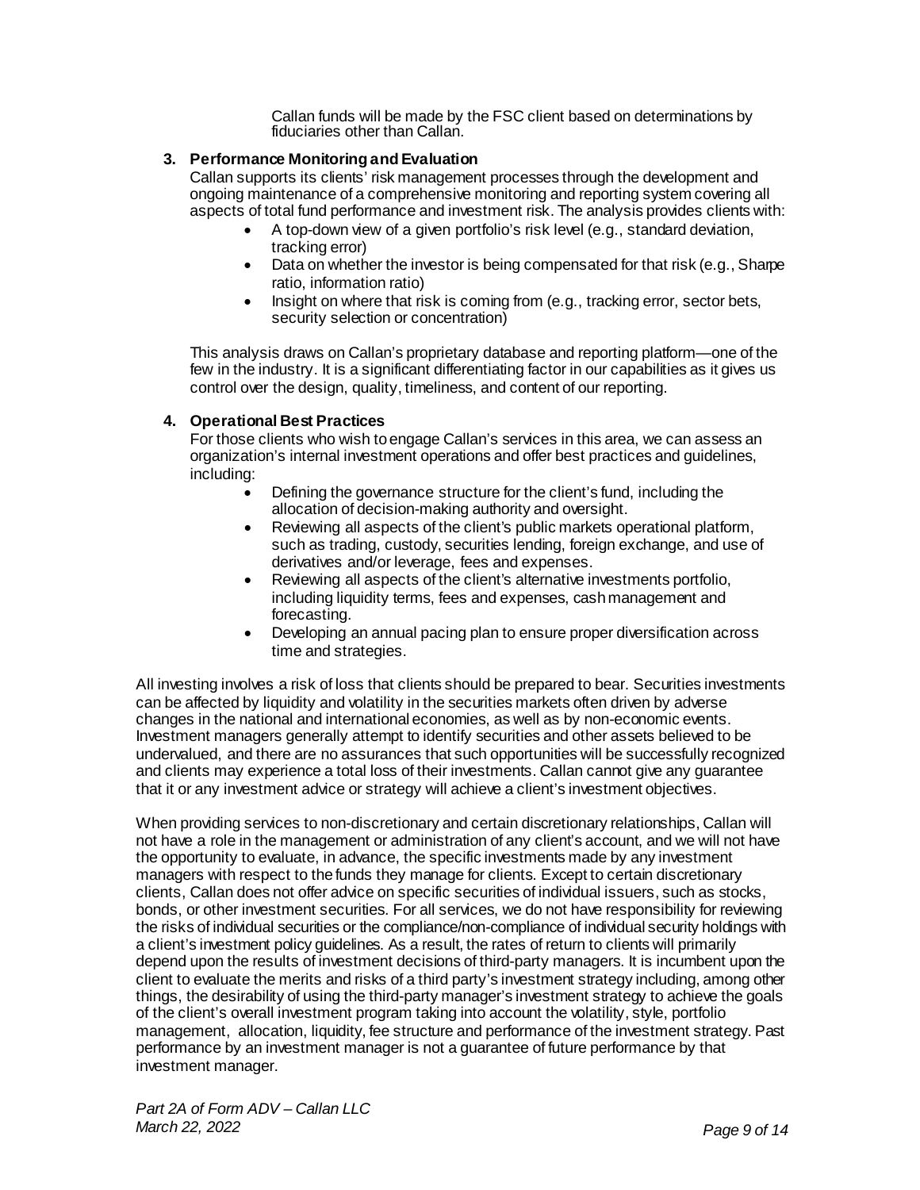Callan funds will be made by the FSC client based on determinations by fiduciaries other than Callan.

**3. Performance Monitoring and Evaluation**

Callan supports its clients' risk management processes through the development and ongoing maintenance of a comprehensive monitoring and reporting system covering all aspects of total fund performance and investment risk. The analysis provides clients with:

- A top-down view of a given portfolio's risk level (e.g., standard deviation, tracking error)
- Data on whether the investor is being compensated for that risk (e.g., Sharpe ratio, information ratio)
- Insight on where that risk is coming from (e.g., tracking error, sector bets, security selection or concentration)

This analysis draws on Callan's proprietary database and reporting platform—one of the few in the industry. It is a significant differentiating factor in our capabilities as it gives us control over the design, quality, timeliness, and content of our reporting.

**4. Operational Best Practices**

For those clients who wish to engage Callan's services in this area, we can assess an organization's internal investment operations and offer best practices and guidelines, including:

- Defining the governance structure for the client's fund, including the allocation of decision-making authority and oversight.
- Reviewing all aspects of the client's public markets operational platform, such as trading, custody, securities lending, foreign exchange, and use of derivatives and/or leverage, fees and expenses.
- Reviewing all aspects of the client's alternative investments portfolio, including liquidity terms, fees and expenses, cash management and forecasting.
- Developing an annual pacing plan to ensure proper diversification across time and strategies.

All investing involves a risk of loss that clients should be prepared to bear. Securities investments can be affected by liquidity and volatility in the securities markets often driven by adverse changes in the national and international economies, as well as by non-economic events. Investment managers generally attempt to identify securities and other assets believed to be undervalued, and there are no assurances that such opportunities will be successfully recognized and clients may experience a total loss of their investments. Callan cannot give any guarantee that it or any investment advice or strategy will achieve a client's investment objectives.

When providing services to non-discretionary and certain discretionary relationships, Callan will not have a role in the management or administration of any client's account, and we will not have the opportunity to evaluate, in advance, the specific investments made by any investment managers with respect to the funds they manage for clients. Except to certain discretionary clients, Callan does not offer advice on specific securities of individual issuers, such as stocks, bonds, or other investment securities. For all services, we do not have responsibility for reviewing the risks of individual securities or the compliance/non-compliance of individual security holdings with a client's investment policy guidelines. As a result, the rates of return to clients will primarily depend upon the results of investment decisions of third-party managers. It is incumbent upon the client to evaluate the merits and risks of a third party's investment strategy including, among other things, the desirability of using the third-party manager's investment strategy to achieve the goals of the client's overall investment program taking into account the volatility, style, portfolio management, allocation, liquidity, fee structure and performance of the investment strategy. Past performance by an investment manager is not a guarantee of future performance by that investment manager.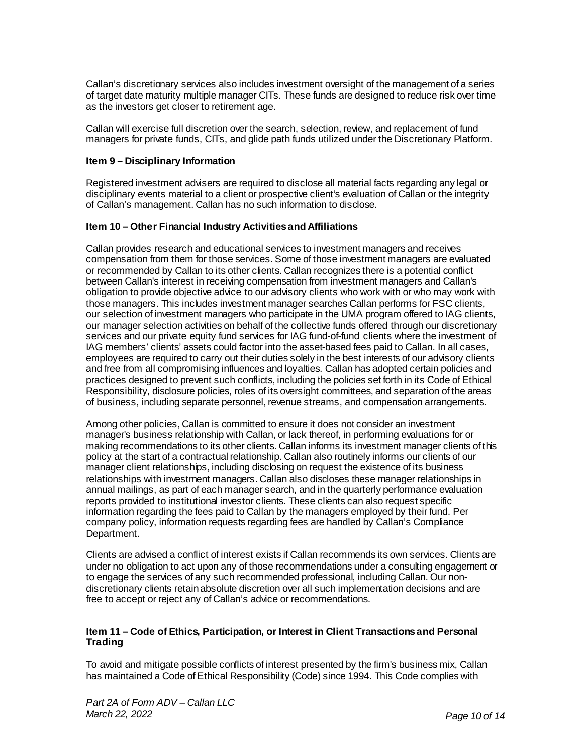Callan's discretionary services also includes investment oversight of the management of a series of target date maturity multiple manager CITs. These funds are designed to reduce risk over time as the investors get closer to retirement age.

Callan will exercise full discretion over the search, selection, review, and replacement of fund managers for private funds, CITs, and glide path funds utilized under the Discretionary Platform.

### Item 9 – Disciplinary Information

Registered investment advisers are required to disclose all material facts regarding any legal or disciplinary events material to a client or prospective client's evaluation of Callan or the integrity of Callan's management. Callan has no such information to disclose.

### Item 10 – Other Financial Industry Activities and Affiliations

Callan provides research and educational services to investment managers and receives compensation from them for those services. Some of those investment managers are evaluated or recommended by Callan to its other clients. Callan recognizes there is a potential conflict between Callan's interest in receiving compensation from investment managers and Callan's obligation to provide objective advice to our advisory clients who work with or who may work with those managers. This includes investment manager searches Callan performs for FSC clients, our selection of investment managers who participate in the UMA program offered to IAG clients, our manager selection activities on behalf of the collective funds offered through our discretionary services and our private equity fund services for IAG fund-of-fund clients where the investment of IAG members' clients' assets could factor into the asset-based fees paid to Callan. In all cases, employees are required to carry out their duties solely in the best interests of our advisory clients and free from all compromising influences and loyalties. Callan has adopted certain policies and practices designed to prevent such conflicts, including the policies set forth in its Code of Ethical Responsibility, disclosure policies, roles of its oversight committees, and separation of the areas of business, including separate personnel, revenue streams, and compensation arrangements.

Among other policies, Callan is committed to ensure it does not consider an investment manager's business relationship with Callan, or lack thereof, in performing evaluations for or making recommendations to its other clients. Callan informs its investment manager clients of this policy at the start of a contractual relationship. Callan also routinely informs our clients of our manager client relationships, including disclosing on request the existence of its business relationships with investment managers. Callan also discloses these manager relationships in annual mailings, as part of each manager search, and in the quarterly performance evaluation reports provided to institutional investor clients. These clients can also request specific information regarding the fees paid to Callan by the managers employed by their fund. Per company policy, information requests regarding fees are handled by Callan's Compliance Department.

Clients are advised a conflict of interest exists if Callan recommends its own services. Clients are under no obligation to act upon any of those recommendations under a consulting engagement or to engage the services of any such recommended professional, including Callan. Our non-discretionary clients retain absolute discretion over all such implementation decisions and are free to accept or reject any of Callan's advice or recommendations.

### Item 11 – Code of Ethics, Participation, or Interest in Client Transactions and Personal Trading

To avoid and mitigate possible conflicts of interest presented by the firm's business mix, Callan has maintained a Code of Ethical Responsibility (Code) since 1994. This Code complies with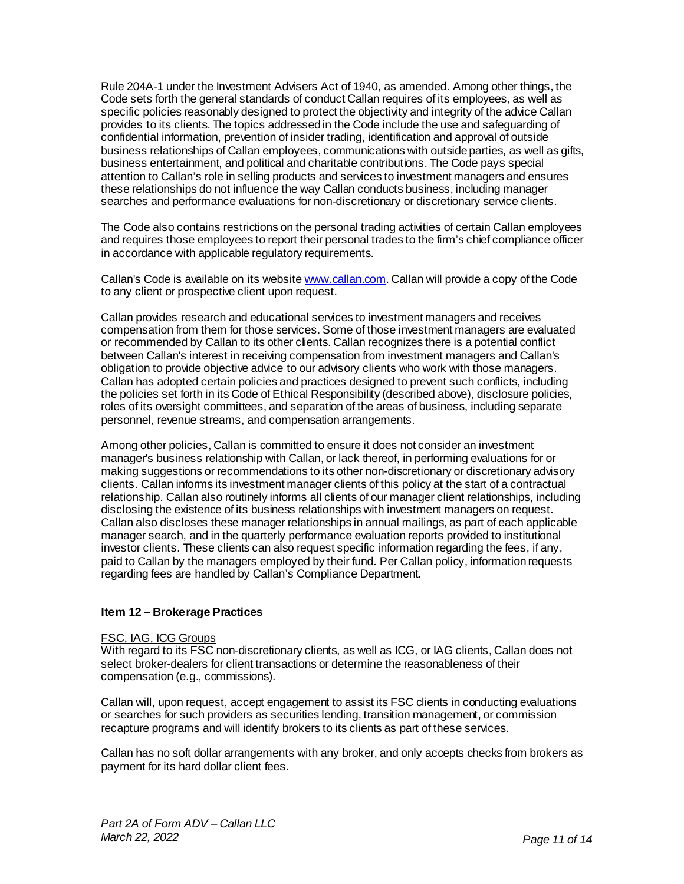Rule 204A-1 under the Investment Advisers Act of 1940, as amended. Among other things, the Code sets forth the general standards of conduct Callan requires of its employees, as well as specific policies reasonably designed to protect the objectivity and integrity of the advice Callan provides to its clients. The topics addressed in the Code include the use and safeguarding of confidential information, prevention of insider trading, identification and approval of outside business relationships of Callan employees, communications with outside parties, as well as gifts, business entertainment, and political and charitable contributions. The Code pays special attention to Callan's role in selling products and services to investment managers and ensures these relationships do not influence the way Callan conducts business, including manager searches and performance evaluations for non-discretionary or discretionary service clients.

The Code also contains restrictions on the personal trading activities of certain Callan employees and requires those employees to report their personal trades to the firm's chief compliance officer in accordance with applicable regulatory requirements.

Callan's Code is available on its website [www.callan.com](http://www.callan.com). Callan will provide a copy of the Code to any client or prospective client upon request.

Callan provides research and educational services to investment managers and receives compensation from them for those services. Some of those investment managers are evaluated or recommended by Callan to its other clients. Callan recognizes there is a potential conflict between Callan's interest in receiving compensation from investment managers and Callan's obligation to provide objective advice to our advisory clients who work with those managers. Callan has adopted certain policies and practices designed to prevent such conflicts, including the policies set forth in its Code of Ethical Responsibility (described above), disclosure policies, roles of its oversight committees, and separation of the areas of business, including separate personnel, revenue streams, and compensation arrangements.

Among other policies, Callan is committed to ensure it does not consider an investment manager's business relationship with Callan, or lack thereof, in performing evaluations for or making suggestions or recommendations to its other non-discretionary or discretionary advisory clients. Callan informs its investment manager clients of this policy at the start of a contractual relationship. Callan also routinely informs all clients of our manager client relationships, including disclosing the existence of its business relationships with investment managers on request. Callan also discloses these manager relationships in annual mailings, as part of each applicable manager search, and in the quarterly performance evaluation reports provided to institutional investor clients. These clients can also request specific information regarding the fees, if any, paid to Callan by the managers employed by their fund. Per Callan policy, information requests regarding fees are handled by Callan's Compliance Department.

## Item 12 – Brokerage Practices

FSC, IAG, ICG Groups

With regard to its FSC non-discretionary clients, as well as ICG, or IAG clients, Callan does not select broker-dealers for client transactions or determine the reasonableness of their compensation (e.g., commissions).

Callan will, upon request, accept engagement to assist its FSC clients in conducting evaluations or searches for such providers as securities lending, transition management, or commission recapture programs and will identify brokers to its clients as part of these services.

Callan has no soft dollar arrangements with any broker, and only accepts checks from brokers as payment for its hard dollar client fees.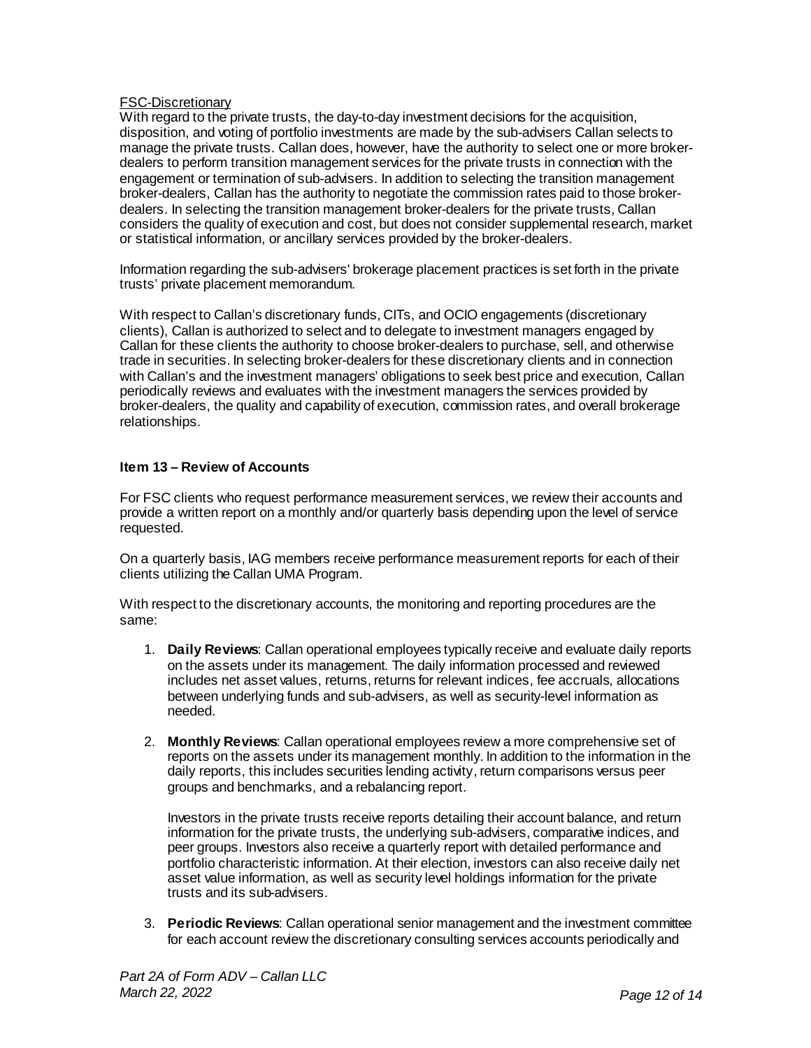FSC-Discretionary

With regard to the private trusts, the day-to-day investment decisions for the acquisition, disposition, and voting of portfolio investments are made by the sub-advisers Callan selects to manage the private trusts. Callan does, however, have the authority to select one or more broker-dealers to perform transition management services for the private trusts in connection with the engagement or termination of sub-advisers. In addition to selecting the transition management broker-dealers, Callan has the authority to negotiate the commission rates paid to those broker-dealers. In selecting the transition management broker-dealers for the private trusts, Callan considers the quality of execution and cost, but does not consider supplemental research, market or statistical information, or ancillary services provided by the broker-dealers.

Information regarding the sub-advisers' brokerage placement practices is set forth in the private trusts' private placement memorandum.

With respect to Callan's discretionary funds, CITs, and OCIO engagements (discretionary clients), Callan is authorized to select and to delegate to investment managers engaged by Callan for these clients the authority to choose broker-dealers to purchase, sell, and otherwise trade in securities. In selecting broker-dealers for these discretionary clients and in connection with Callan's and the investment managers' obligations to seek best price and execution, Callan periodically reviews and evaluates with the investment managers the services provided by broker-dealers, the quality and capability of execution, commission rates, and overall brokerage relationships.

## Item 13 – Review of Accounts

For FSC clients who request performance measurement services, we review their accounts and provide a written report on a monthly and/or quarterly basis depending upon the level of service requested.

On a quarterly basis, IAG members receive performance measurement reports for each of their clients utilizing the Callan UMA Program.

With respect to the discretionary accounts, the monitoring and reporting procedures are the same:

1. **Daily Reviews**: Callan operational employees typically receive and evaluate daily reports on the assets under its management. The daily information processed and reviewed includes net asset values, returns, returns for relevant indices, fee accruals, allocations between underlying funds and sub-advisers, as well as security-level information as needed.

2. **Monthly Reviews**: Callan operational employees review a more comprehensive set of reports on the assets under its management monthly. In addition to the information in the daily reports, this includes securities lending activity, return comparisons versus peer groups and benchmarks, and a rebalancing report.

   Investors in the private trusts receive reports detailing their account balance, and return information for the private trusts, the underlying sub-advisers, comparative indices, and peer groups. Investors also receive a quarterly report with detailed performance and portfolio characteristic information. At their election, investors can also receive daily net asset value information, as well as security level holdings information for the private trusts and its sub-advisers.

3. **Periodic Reviews**: Callan operational senior management and the investment committee for each account review the discretionary consulting services accounts periodically and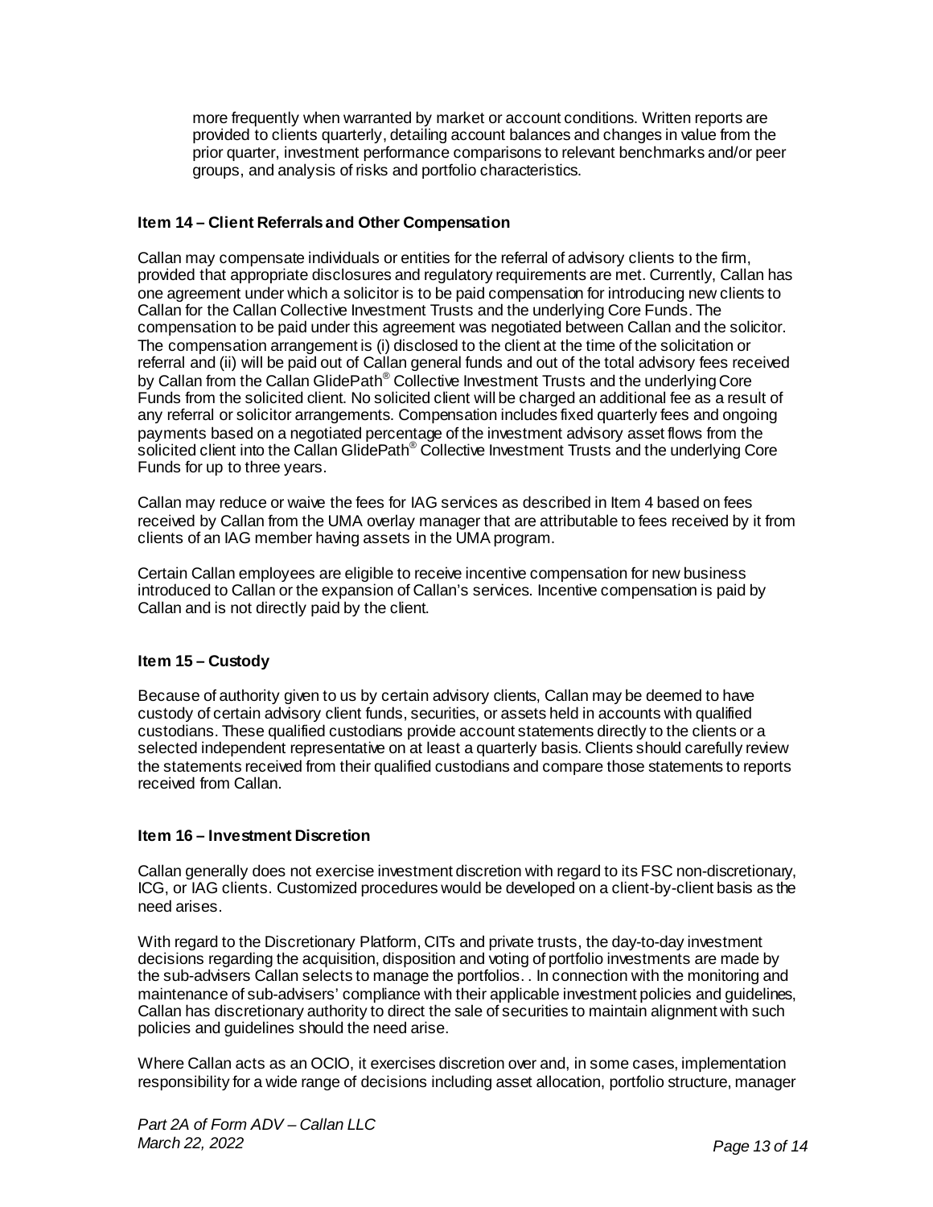more frequently when warranted by market or account conditions. Written reports are provided to clients quarterly, detailing account balances and changes in value from the prior quarter, investment performance comparisons to relevant benchmarks and/or peer groups, and analysis of risks and portfolio characteristics.

### Item 14 – Client Referrals and Other Compensation

Callan may compensate individuals or entities for the referral of advisory clients to the firm, provided that appropriate disclosures and regulatory requirements are met. Currently, Callan has one agreement under which a solicitor is to be paid compensation for introducing new clients to Callan for the Callan Collective Investment Trusts and the underlying Core Funds. The compensation to be paid under this agreement was negotiated between Callan and the solicitor. The compensation arrangement is (i) disclosed to the client at the time of the solicitation or referral and (ii) will be paid out of Callan general funds and out of the total advisory fees received by Callan from the Callan GlidePath® Collective Investment Trusts and the underlying Core Funds from the solicited client. No solicited client will be charged an additional fee as a result of any referral or solicitor arrangements. Compensation includes fixed quarterly fees and ongoing payments based on a negotiated percentage of the investment advisory asset flows from the solicited client into the Callan GlidePath® Collective Investment Trusts and the underlying Core Funds for up to three years.

Callan may reduce or waive the fees for IAG services as described in Item 4 based on fees received by Callan from the UMA overlay manager that are attributable to fees received by it from clients of an IAG member having assets in the UMA program.

Certain Callan employees are eligible to receive incentive compensation for new business introduced to Callan or the expansion of Callan's services. Incentive compensation is paid by Callan and is not directly paid by the client.

### Item 15 – Custody

Because of authority given to us by certain advisory clients, Callan may be deemed to have custody of certain advisory client funds, securities, or assets held in accounts with qualified custodians. These qualified custodians provide account statements directly to the clients or a selected independent representative on at least a quarterly basis. Clients should carefully review the statements received from their qualified custodians and compare those statements to reports received from Callan.

### Item 16 – Investment Discretion

Callan generally does not exercise investment discretion with regard to its FSC non-discretionary, ICG, or IAG clients. Customized procedures would be developed on a client-by-client basis as the need arises.

With regard to the Discretionary Platform, CITs and private trusts, the day-to-day investment decisions regarding the acquisition, disposition and voting of portfolio investments are made by the sub-advisers Callan selects to manage the portfolios. . In connection with the monitoring and maintenance of sub-advisers' compliance with their applicable investment policies and guidelines, Callan has discretionary authority to direct the sale of securities to maintain alignment with such policies and guidelines should the need arise.

Where Callan acts as an OCIO, it exercises discretion over and, in some cases, implementation responsibility for a wide range of decisions including asset allocation, portfolio structure, manager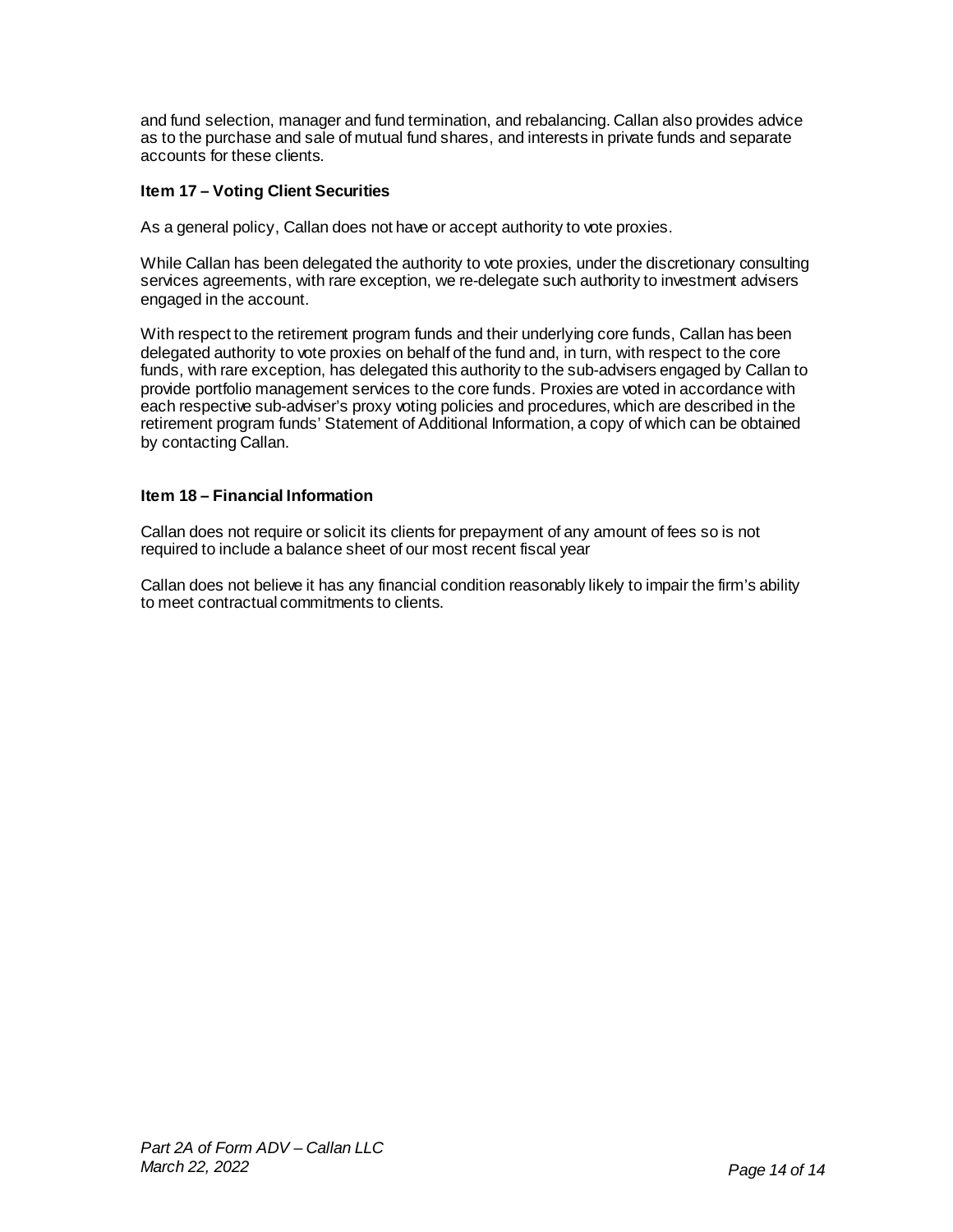and fund selection, manager and fund termination, and rebalancing. Callan also provides advice as to the purchase and sale of mutual fund shares, and interests in private funds and separate accounts for these clients.

### Item 17 – Voting Client Securities

As a general policy, Callan does not have or accept authority to vote proxies.

While Callan has been delegated the authority to vote proxies, under the discretionary consulting services agreements, with rare exception, we re-delegate such authority to investment advisers engaged in the account.

With respect to the retirement program funds and their underlying core funds, Callan has been delegated authority to vote proxies on behalf of the fund and, in turn, with respect to the core funds, with rare exception, has delegated this authority to the sub-advisers engaged by Callan to provide portfolio management services to the core funds. Proxies are voted in accordance with each respective sub-adviser's proxy voting policies and procedures, which are described in the retirement program funds' Statement of Additional Information, a copy of which can be obtained by contacting Callan.

### Item 18 – Financial Information

Callan does not require or solicit its clients for prepayment of any amount of fees so is not required to include a balance sheet of our most recent fiscal year

Callan does not believe it has any financial condition reasonably likely to impair the firm's ability to meet contractual commitments to clients.